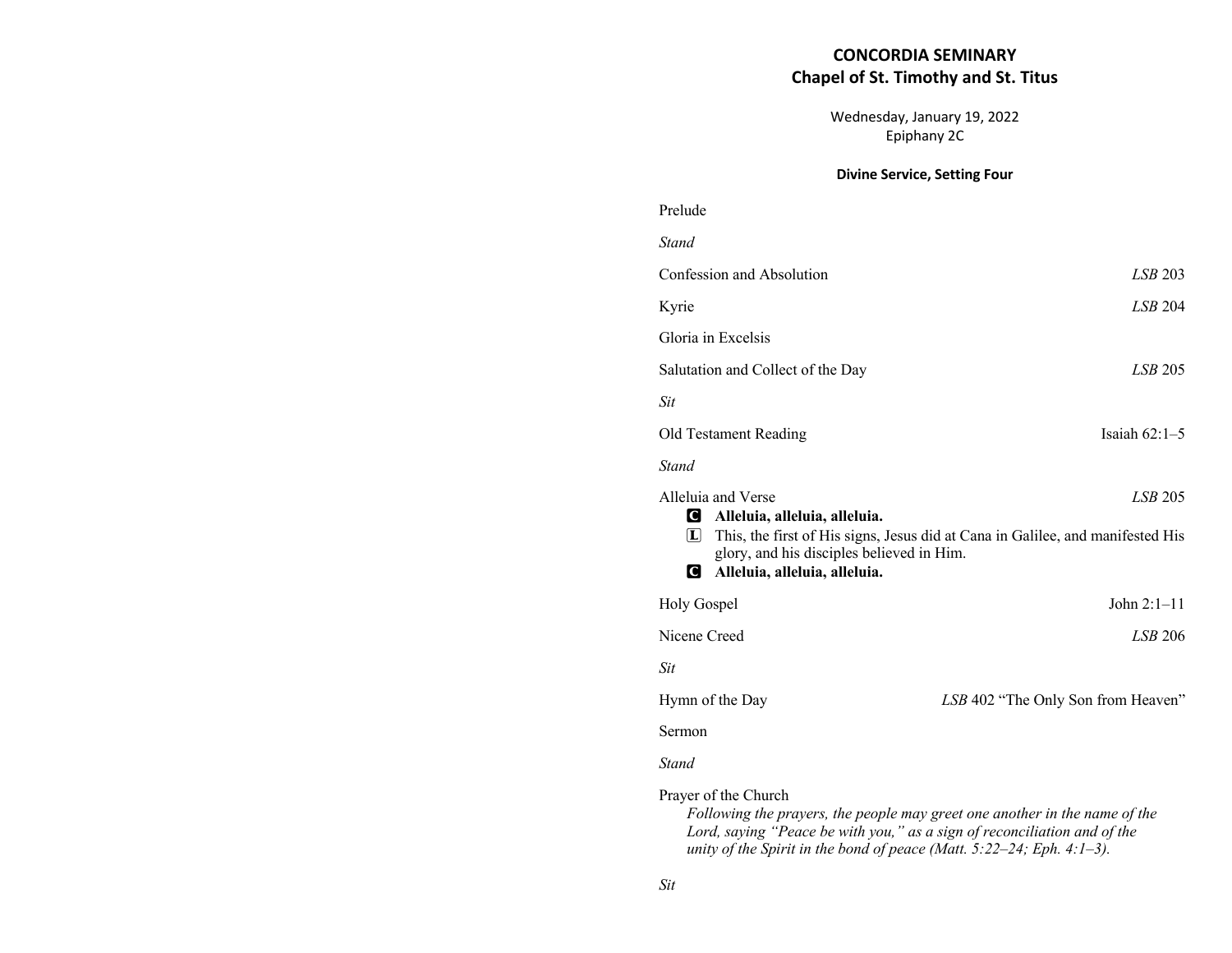# CONCORDIA SEMINARY
## Chapel of St. Timothy and St. Titus

Wednesday, January 19, 2022
Epiphany 2C

**Divine Service, Setting Four**

Prelude

*Stand*

Confession and Absolution — *LSB* 203

Kyrie — *LSB* 204

Gloria in Excelsis

Salutation and Collect of the Day — *LSB* 205

*Sit*

Old Testament Reading — Isaiah 62:1–5

*Stand*

Alleluia and Verse — *LSB* 205

C **Alleluia, alleluia, alleluia.**

L This, the first of His signs, Jesus did at Cana in Galilee, and manifested His glory, and his disciples believed in Him.

C **Alleluia, alleluia, alleluia.**

Holy Gospel — John 2:1–11

Nicene Creed — *LSB* 206

*Sit*

Hymn of the Day — *LSB* 402 "The Only Son from Heaven"

Sermon

*Stand*

Prayer of the Church

*Following the prayers, the people may greet one another in the name of the Lord, saying "Peace be with you," as a sign of reconciliation and of the unity of the Spirit in the bond of peace (Matt. 5:22–24; Eph. 4:1–3).*

*Sit*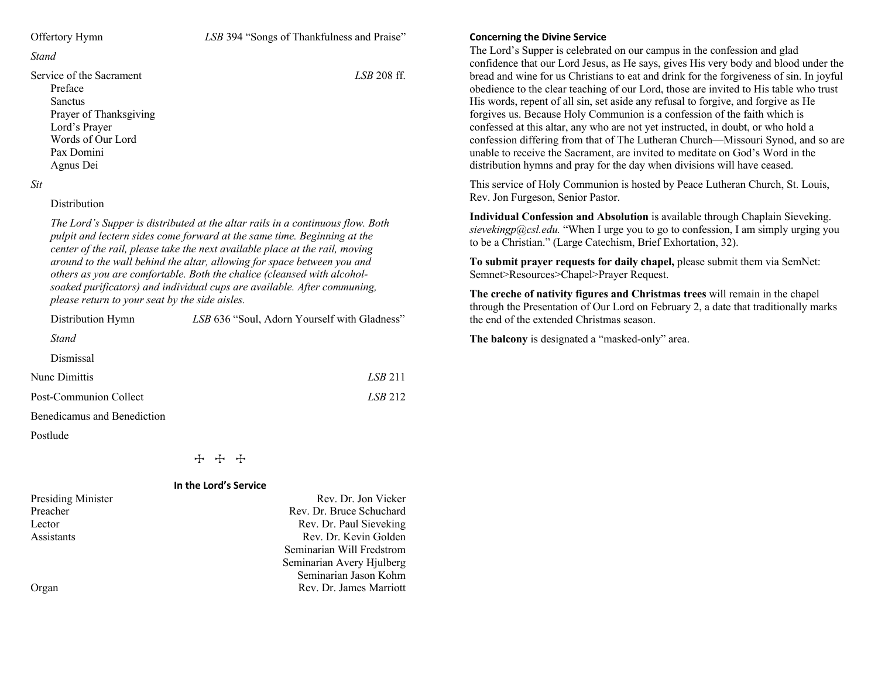Offertory Hymn — *LSB* 394 "Songs of Thankfulness and Praise"

*Stand*

Service of the Sacrament — *LSB* 208 ff.

- Preface
- Sanctus
- Prayer of Thanksgiving
- Lord's Prayer
- Words of Our Lord
- Pax Domini
- Agnus Dei

*Sit*

Distribution

*The Lord's Supper is distributed at the altar rails in a continuous flow. Both pulpit and lectern sides come forward at the same time. Beginning at the center of the rail, please take the next available place at the rail, moving around to the wall behind the altar, allowing for space between you and others as you are comfortable. Both the chalice (cleansed with alcohol-soaked purificators) and individual cups are available. After communing, please return to your seat by the side aisles.*

Distribution Hymn — *LSB* 636 "Soul, Adorn Yourself with Gladness"

*Stand*

Dismissal

Nunc Dimittis — *LSB* 211

Post-Communion Collect — *LSB* 212

Benedicamus and Benediction

Postlude

☩ ☩ ☩

**In the Lord's Service**

| | |
|---|---|
| Presiding Minister | Rev. Dr. Jon Vieker |
| Preacher | Rev. Dr. Bruce Schuchard |
| Lector | Rev. Dr. Paul Sieveking |
| Assistants | Rev. Dr. Kevin Golden |
| | Seminarian Will Fredstrom |
| | Seminarian Avery Hjulberg |
| | Seminarian Jason Kohm |
| Organ | Rev. Dr. James Marriott |

**Concerning the Divine Service**

The Lord's Supper is celebrated on our campus in the confession and glad confidence that our Lord Jesus, as He says, gives His very body and blood under the bread and wine for us Christians to eat and drink for the forgiveness of sin. In joyful obedience to the clear teaching of our Lord, those are invited to His table who trust His words, repent of all sin, set aside any refusal to forgive, and forgive as He forgives us. Because Holy Communion is a confession of the faith which is confessed at this altar, any who are not yet instructed, in doubt, or who hold a confession differing from that of The Lutheran Church—Missouri Synod, and so are unable to receive the Sacrament, are invited to meditate on God's Word in the distribution hymns and pray for the day when divisions will have ceased.

This service of Holy Communion is hosted by Peace Lutheran Church, St. Louis, Rev. Jon Furgeson, Senior Pastor.

**Individual Confession and Absolution** is available through Chaplain Sieveking. *sievekingp@csl.edu.* "When I urge you to go to confession, I am simply urging you to be a Christian." (Large Catechism, Brief Exhortation, 32).

**To submit prayer requests for daily chapel,** please submit them via SemNet: Semnet>Resources>Chapel>Prayer Request.

**The creche of nativity figures and Christmas trees** will remain in the chapel through the Presentation of Our Lord on February 2, a date that traditionally marks the end of the extended Christmas season.

**The balcony** is designated a "masked-only" area.